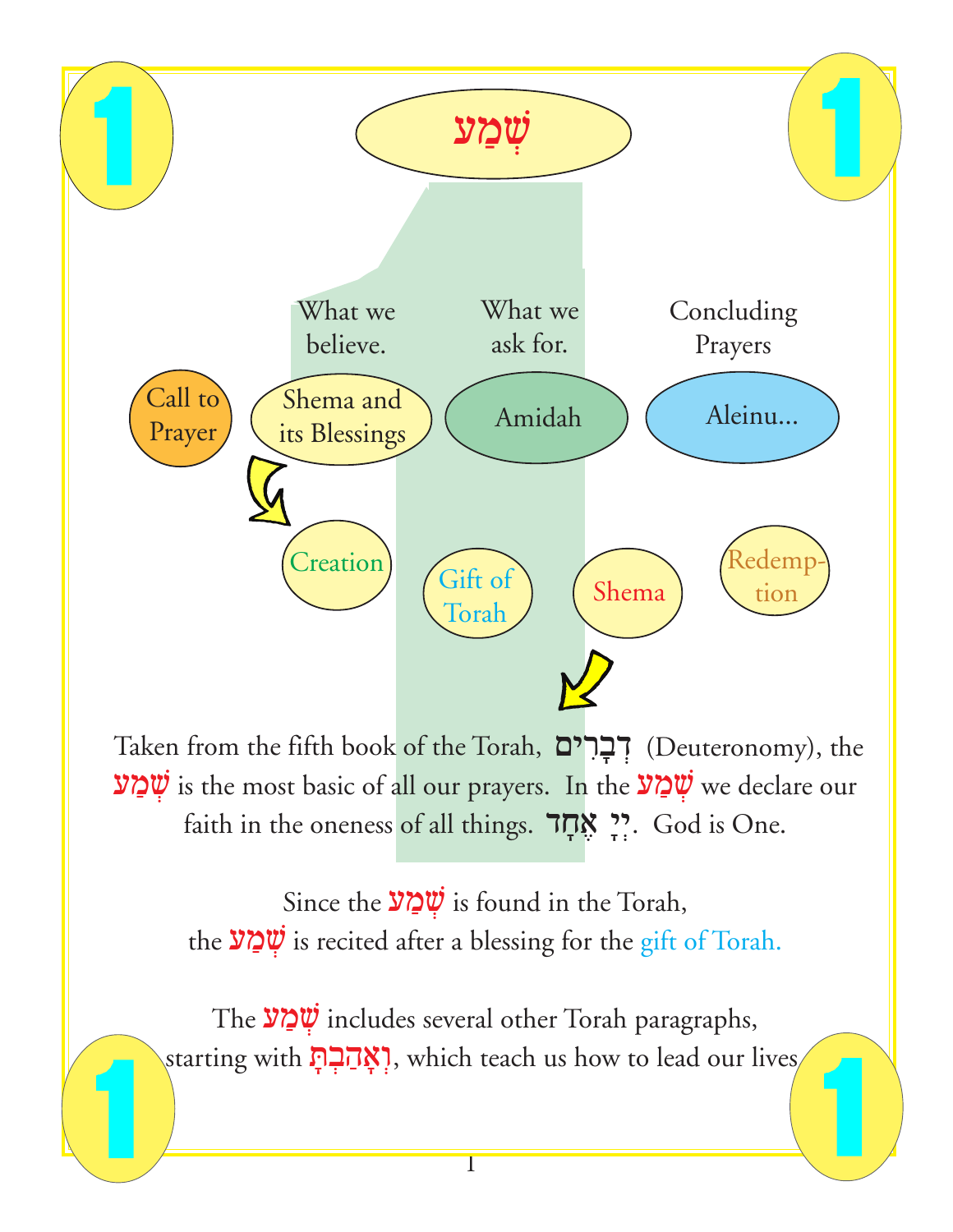# שְׁמַע

| | What we believe. | What we ask for. | Concluding Prayers |
|---|---|---|---|
| Call to Prayer | Shema and its Blessings | Amidah | Aleinu... |

Creation — Gift of Torah — Shema — Redemption

Taken from the fifth book of the Torah, דְּבָרִים (Deuteronomy), the שְׁמַע is the most basic of all our prayers. In the שְׁמַע we declare our faith in the oneness of all things. יְיָ אֶחָד. God is One.

Since the שְׁמַע is found in the Torah, the שְׁמַע is recited after a blessing for the gift of Torah.

The שְׁמַע includes several other Torah paragraphs, starting with וְאָהַבְתָּ, which teach us how to lead our lives.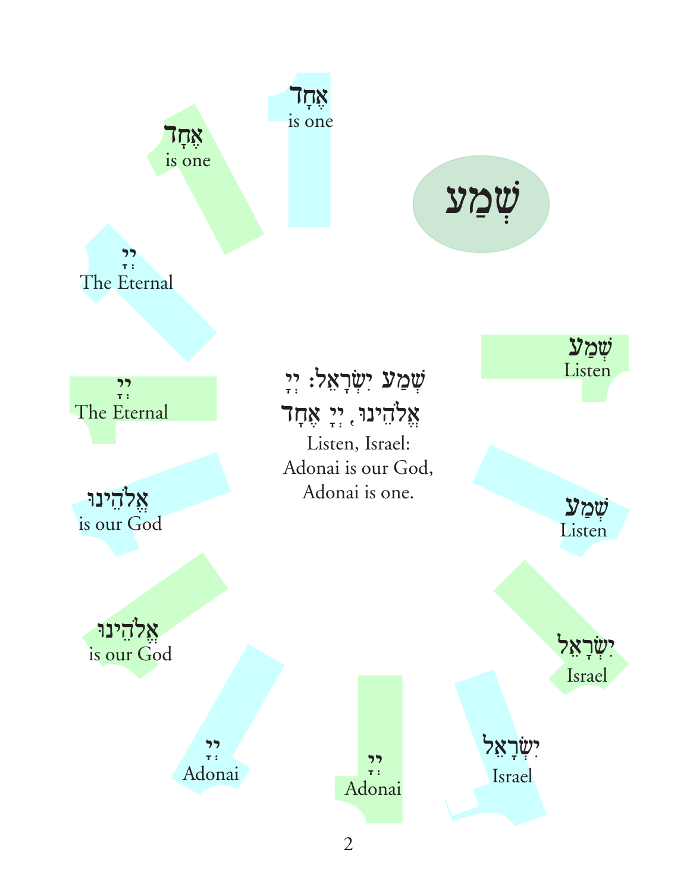# שְׁמַע

שְׁמַע
Listen

שְׁמַע
Listen

יִשְׂרָאֵל
Israel

יִשְׂרָאֵל
Israel

יְיָ
Adonai

יְיָ
Adonai

אֱלֹהֵינוּ
is our God

אֱלֹהֵינוּ
is our God

יְיָ
The Eternal

יְיָ
The Eternal

אֶחָד
is one

אֶחָד
is one

שְׁמַע יִשְׂרָאֵל: יְיָ
אֱלֹהֵינוּ, יְיָ אֶחָד

Listen, Israel:
Adonai is our God,
Adonai is one.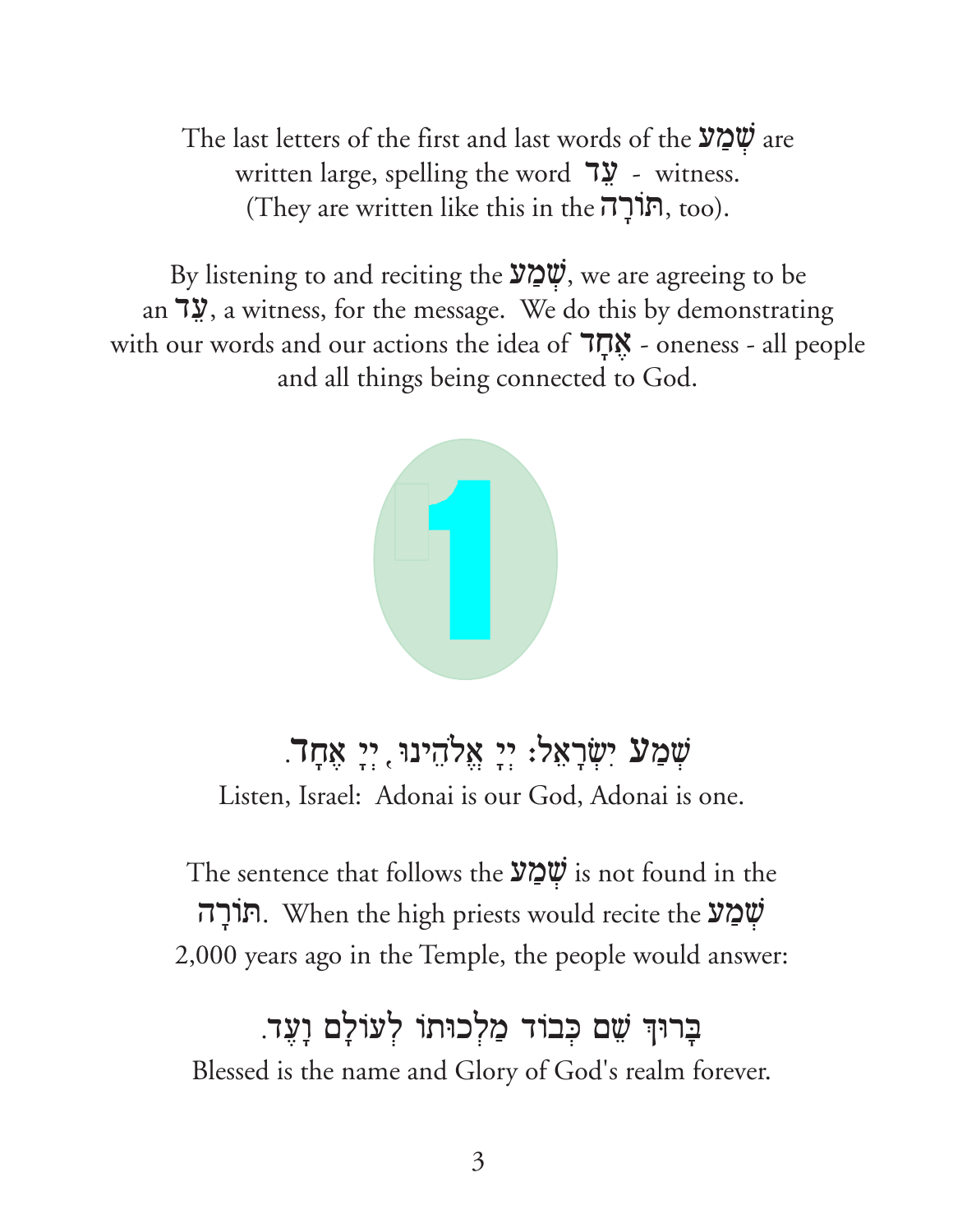The last letters of the first and last words of the **שְׁמַע** are written large, spelling the word **עֵד** - witness. (They are written like this in the **תּוֹרָה**, too).

By listening to and reciting the **שְׁמַע**, we are agreeing to be an **עֵד**, a witness, for the message. We do this by demonstrating with our words and our actions the idea of **אֶחָד** - oneness - all people and all things being connected to God.

1

שְׁמַע יִשְׂרָאֵל: יְיָ אֱלֹהֵינוּ, יְיָ אֶחָד.

Listen, Israel: Adonai is our God, Adonai is one.

The sentence that follows the **שְׁמַע** is not found in the **תּוֹרָה**. When the high priests would recite the **שְׁמַע** 2,000 years ago in the Temple, the people would answer:

בָּרוּךְ שֵׁם כְּבוֹד מַלְכוּתוֹ לְעוֹלָם וָעֶד.

Blessed is the name and Glory of God's realm forever.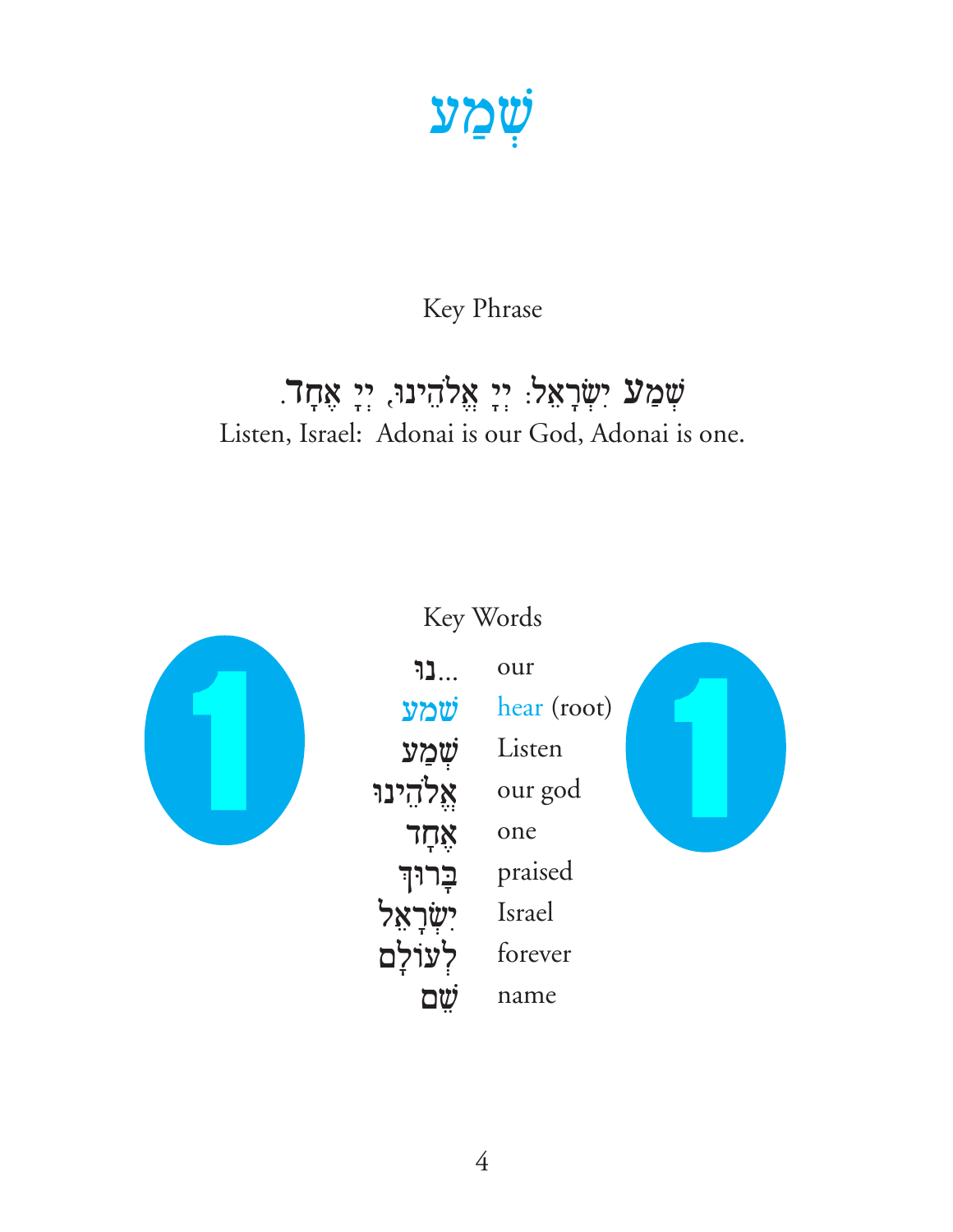# שְׁמַע

Key Phrase

שְׁמַע יִשְׂרָאֵל: יְיָ אֱלֹהֵינוּ, יְיָ אֶחָד.

Listen, Israel: Adonai is our God, Adonai is one.

Key Words

| | |
|---|---|
| ...נוּ | our |
| שׁמע | hear (root) |
| שְׁמַע | Listen |
| אֱלֹהֵינוּ | our god |
| אֶחָד | one |
| בָּרוּךְ | praised |
| יִשְׂרָאֵל | Israel |
| לְעוֹלָם | forever |
| שֵׁם | name |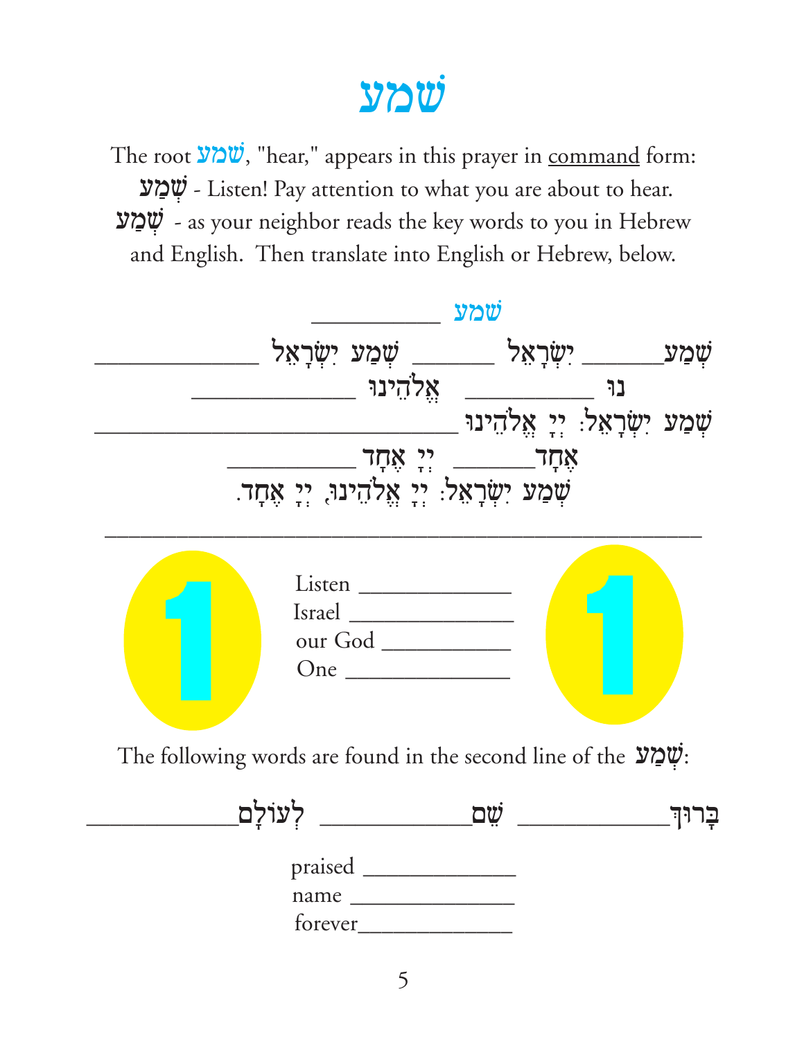# שמע

The root **שמע**, "hear," appears in this prayer in command form:

**שְׁמַע** - Listen! Pay attention to what you are about to hear.

**שְׁמַע** - as your neighbor reads the key words to you in Hebrew and English. Then translate into English or Hebrew, below.

שמע __________

שְׁמַע______ יִשְׂרָאֵל ______ שְׁמַע יִשְׂרָאֵל ____________

נוּ __________ אֱלֹהֵינוּ ____________

שְׁמַע יִשְׂרָאֵל: יְיָ אֱלֹהֵינוּ ____________________________

אֶחָד______ יְיָ אֶחָד __________

שְׁמַע יִשְׂרָאֵל: יְיָ אֱלֹהֵינוּ, יְיָ אֶחָד.

______________________________________________

1

Listen ____________
Israel ____________
our God ___________
One ______________

1

The following words are found in the second line of the **שְׁמַע**:

בָּרוּךְ__________ שֵׁם__________ לְעוֹלָם__________

praised ____________
name ______________
forever____________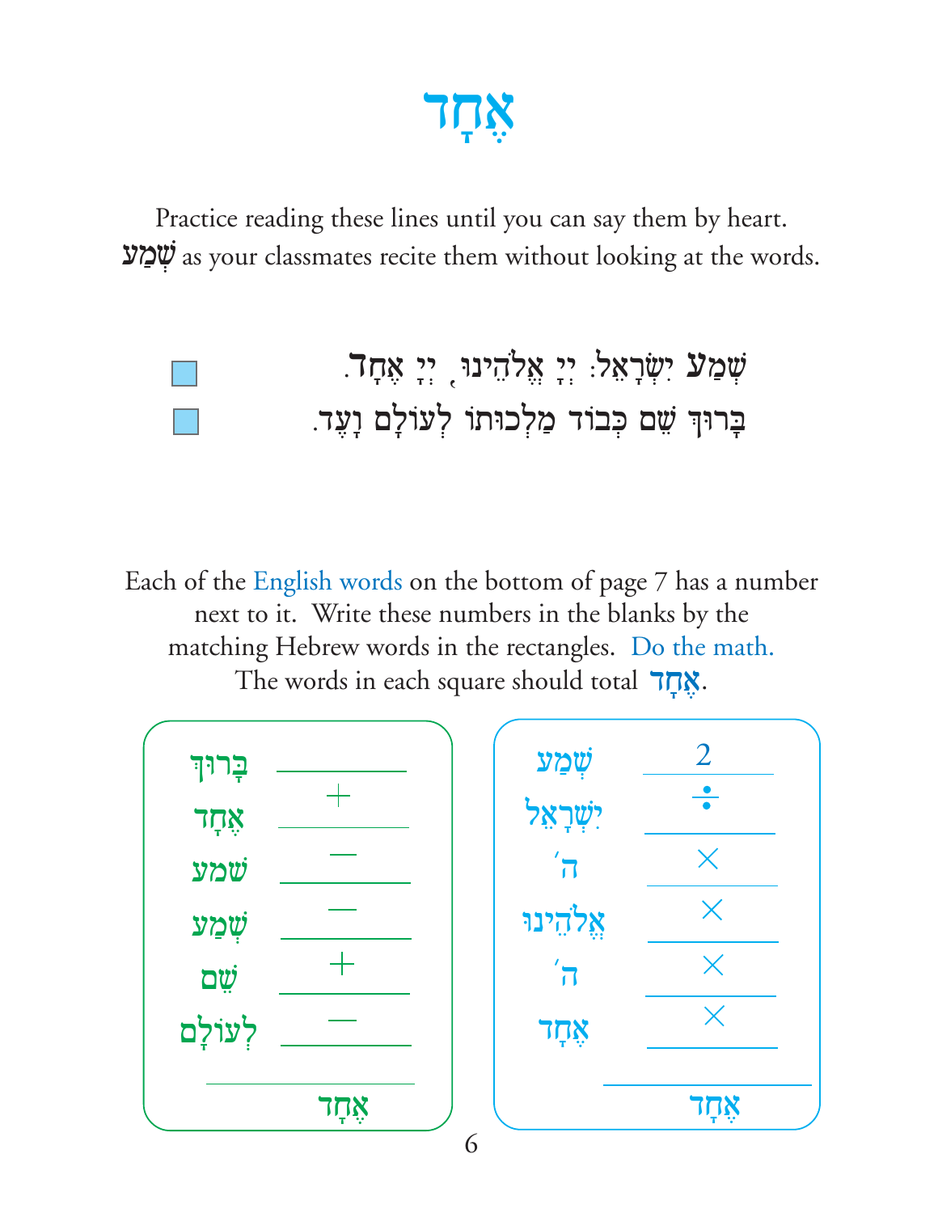# אֶחָד

Practice reading these lines until you can say them by heart.
שְׁמַע as your classmates recite them without looking at the words.

- [ ] שְׁמַע יִשְׂרָאֵל: יְיָ אֱלֹהֵינוּ, יְיָ אֶחָד.
- [ ] בָּרוּךְ שֵׁם כְּבוֹד מַלְכוּתוֹ לְעוֹלָם וָעֶד.

Each of the English words on the bottom of page 7 has a number next to it. Write these numbers in the blanks by the matching Hebrew words in the rectangles. Do the math. The words in each square should total אֶחָד.

| | |
|---|---|
| בָּרוּךְ | ______ |
| אֶחָד | + ______ |
| שׁמע | − ______ |
| שְׁמַע | − ______ |
| שֵׁם | + ______ |
| לְעוֹלָם | − ______ |
| | אֶחָד |

| | |
|---|---|
| שְׁמַע | 2 |
| יִשְׂרָאֵל | ÷ ______ |
| ה׳ | × ______ |
| אֱלֹהֵינוּ | × ______ |
| ה׳ | × ______ |
| אֶחָד | × ______ |
| | אֶחָד |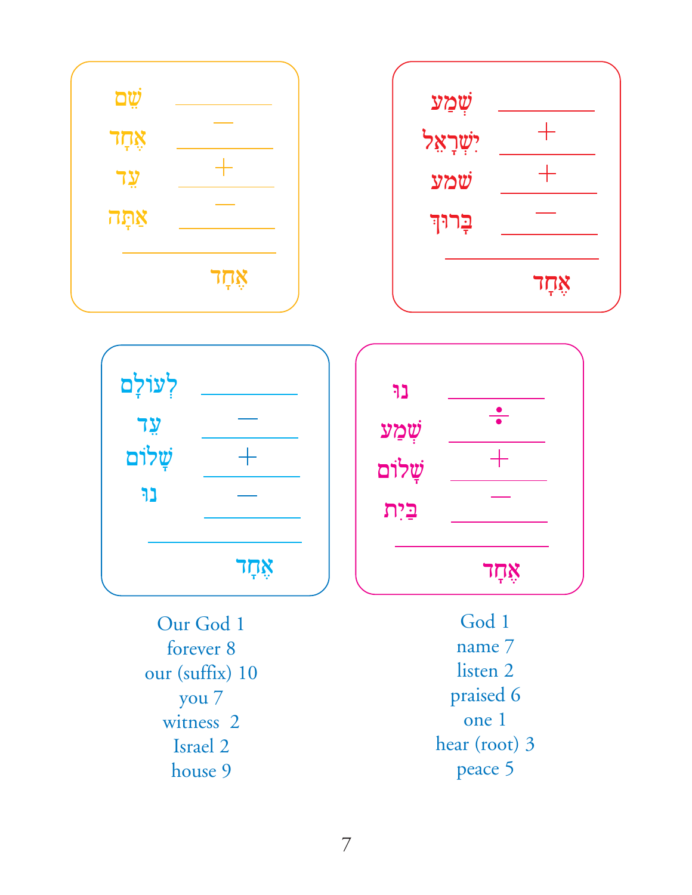| | |
|---|---|
| שֵׁם | |
| | − |
| אֶחָד | |
| | + |
| עֵד | |
| | − |
| אַתָּה | |
| | |
| | אֶחָד |

| | |
|---|---|
| שְׁמַע | |
| | + |
| יִשְׂרָאֵל | |
| | + |
| שמע | |
| | − |
| בָּרוּךְ | |
| | |
| | אֶחָד |

| | |
|---|---|
| לְעוֹלָם | |
| | − |
| עֵד | |
| | + |
| שָׁלוֹם | |
| | − |
| נוּ | |
| | |
| | אֶחָד |

| | |
|---|---|
| נוּ | |
| | ÷ |
| שְׁמַע | |
| | + |
| שָׁלוֹם | |
| | − |
| בַּיִת | |
| | |
| | אֶחָד |

Our God 1
forever 8
our (suffix) 10
you 7
witness 2
Israel 2
house 9

God 1
name 7
listen 2
praised 6
one 1
hear (root) 3
peace 5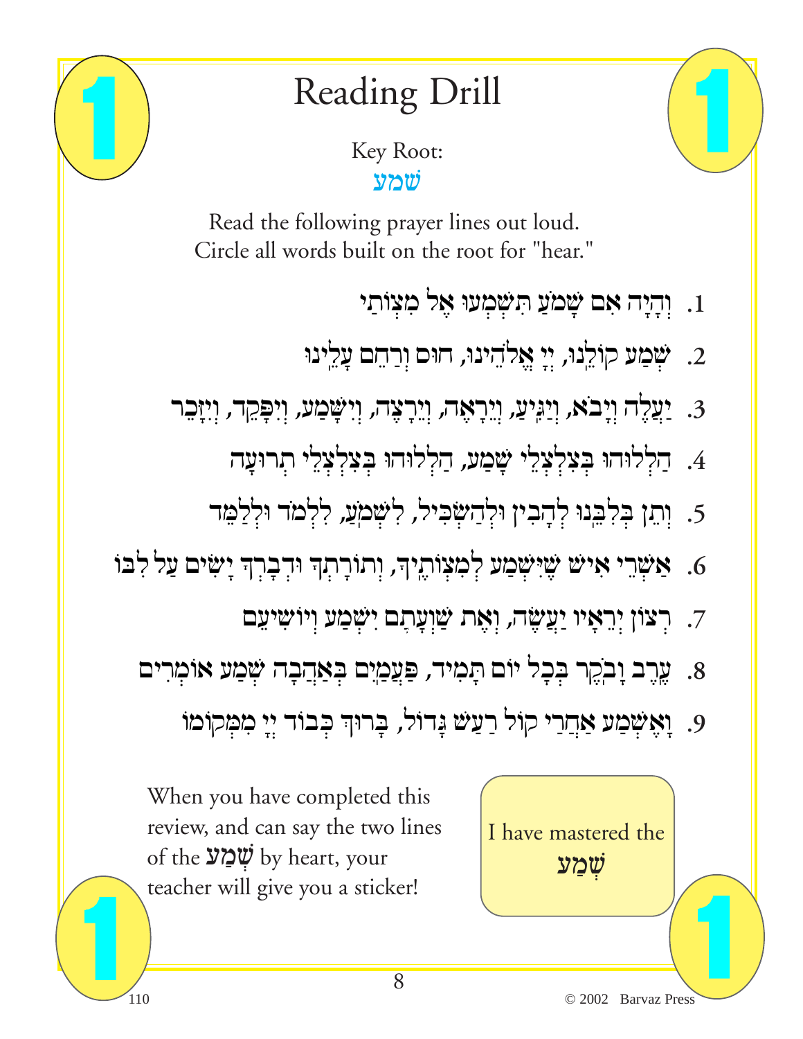# Reading Drill

Key Root:

שׁמע

Read the following prayer lines out loud.
Circle all words built on the root for "hear."

1. וְהָיָה אִם שָׁמֹעַ תִּשְׁמְעוּ אֶל מִצְוֹתַי
2. שְׁמַע קוֹלֵנוּ, יְיָ אֱלֹהֵינוּ, חוּס וְרַחֵם עָלֵינוּ
3. יַעֲלֶה וְיָבֹא, וְיַגִּיעַ, וְיֵרָאֶה, וְיֵרָצֶה, וְיִשָּׁמַע, וְיִפָּקֵד, וְיִזָּכֵר
4. הַלְלוּהוּ בְצִלְצְלֵי שָׁמַע, הַלְלוּהוּ בְּצִלְצְלֵי תְרוּעָה
5. וְתֵן בְּלִבֵּנוּ לְהָבִין וּלְהַשְׂכִּיל, לִשְׁמֹעַ, לִלְמֹד וּלְלַמֵּד
6. אַשְׁרֵי אִישׁ שֶׁיִּשְׁמַע לְמִצְוֹתֶיךָ, וְתוֹרָתְךָ וּדְבָרְךָ יָשִׂים עַל לִבּוֹ
7. רְצוֹן יְרֵאָיו יַעֲשֶׂה, וְאֶת שַׁוְעָתָם יִשְׁמַע וְיוֹשִׁיעֵם
8. עֶרֶב וָבֹקֶר בְּכָל יוֹם תָּמִיד, פַּעֲמַיִם בְּאַהֲבָה שְׁמַע אוֹמְרִים
9. וָאֶשְׁמַע אַחֲרַי קוֹל רַעַשׁ גָּדוֹל, בָּרוּךְ כְּבוֹד יְיָ מִמְּקוֹמוֹ

When you have completed this review, and can say the two lines of the **שְׁמַע** by heart, your teacher will give you a sticker!

I have mastered the
שְׁמַע

© 2002 Barvaz Press